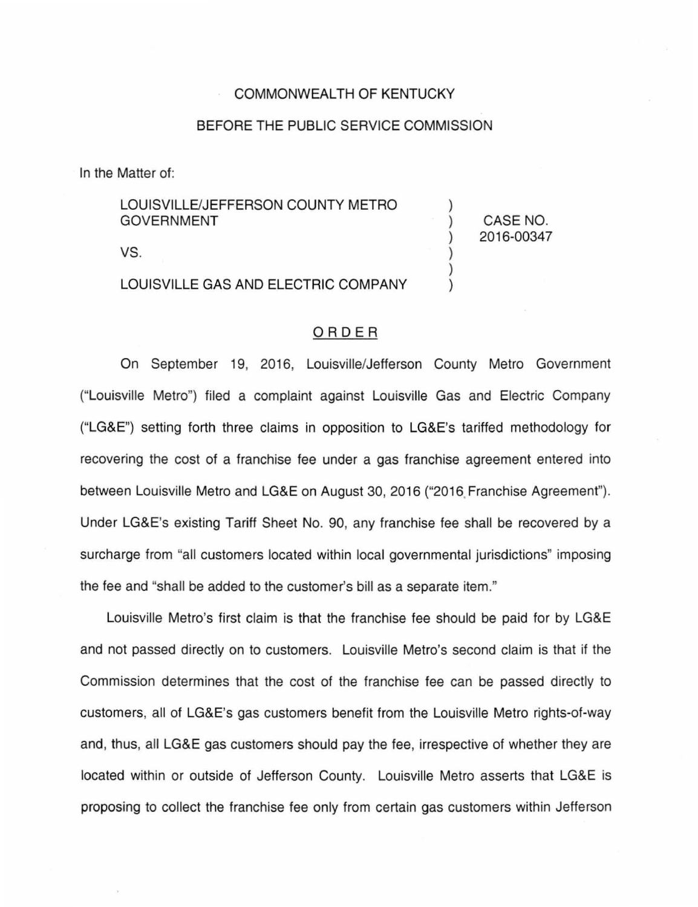COMMONWEALTH OF KENTUCKY

BEFORE THE PUBLIC SERVICE COMMISSION

In the Matter of:

| | | |
|---|---|---|
| LOUISVILLE/JEFFERSON COUNTY METRO GOVERNMENT<br><br>VS.<br><br>LOUISVILLE GAS AND ELECTRIC COMPANY | ) <br> ) <br> ) <br> ) <br> ) <br> ) | CASE NO. 2016-00347 |

## ORDER

On September 19, 2016, Louisville/Jefferson County Metro Government ("Louisville Metro") filed a complaint against Louisville Gas and Electric Company ("LG&E") setting forth three claims in opposition to LG&E's tariffed methodology for recovering the cost of a franchise fee under a gas franchise agreement entered into between Louisville Metro and LG&E on August 30, 2016 ("2016 Franchise Agreement"). Under LG&E's existing Tariff Sheet No. 90, any franchise fee shall be recovered by a surcharge from "all customers located within local governmental jurisdictions" imposing the fee and "shall be added to the customer's bill as a separate item."

Louisville Metro's first claim is that the franchise fee should be paid for by LG&E and not passed directly on to customers. Louisville Metro's second claim is that if the Commission determines that the cost of the franchise fee can be passed directly to customers, all of LG&E's gas customers benefit from the Louisville Metro rights-of-way and, thus, all LG&E gas customers should pay the fee, irrespective of whether they are located within or outside of Jefferson County. Louisville Metro asserts that LG&E is proposing to collect the franchise fee only from certain gas customers within Jefferson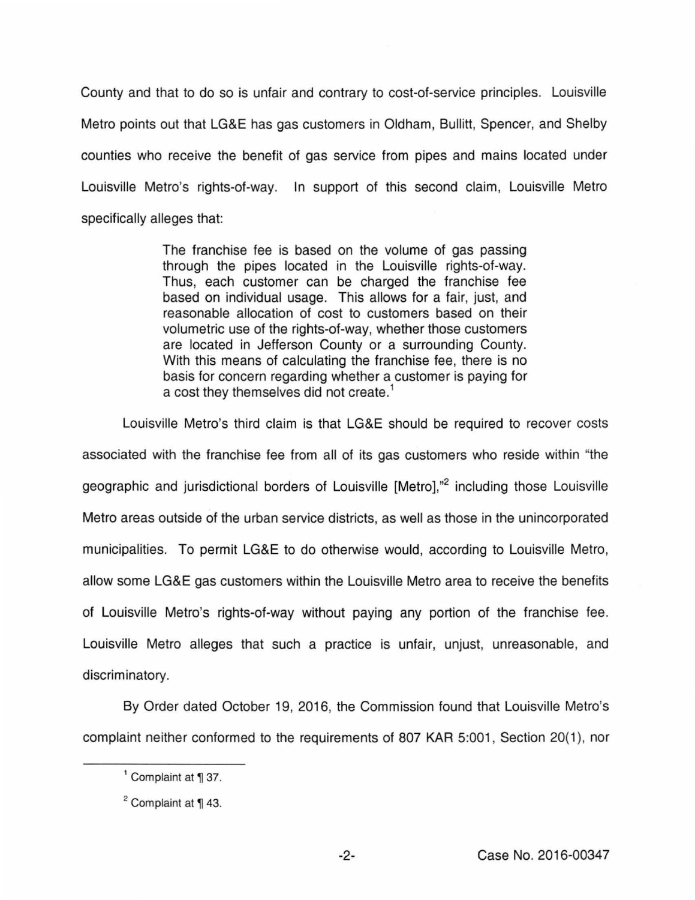County and that to do so is unfair and contrary to cost-of-service principles. Louisville Metro points out that LG&E has gas customers in Oldham, Bullitt, Spencer, and Shelby counties who receive the benefit of gas service from pipes and mains located under Louisville Metro's rights-of-way. In support of this second claim, Louisville Metro specifically alleges that:

> The franchise fee is based on the volume of gas passing through the pipes located in the Louisville rights-of-way. Thus, each customer can be charged the franchise fee based on individual usage. This allows for a fair, just, and reasonable allocation of cost to customers based on their volumetric use of the rights-of-way, whether those customers are located in Jefferson County or a surrounding County. With this means of calculating the franchise fee, there is no basis for concern regarding whether a customer is paying for a cost they themselves did not create.[1]

Louisville Metro's third claim is that LG&E should be required to recover costs associated with the franchise fee from all of its gas customers who reside within "the geographic and jurisdictional borders of Louisville [Metro],"[2] including those Louisville Metro areas outside of the urban service districts, as well as those in the unincorporated municipalities. To permit LG&E to do otherwise would, according to Louisville Metro, allow some LG&E gas customers within the Louisville Metro area to receive the benefits of Louisville Metro's rights-of-way without paying any portion of the franchise fee. Louisville Metro alleges that such a practice is unfair, unjust, unreasonable, and discriminatory.

By Order dated October 19, 2016, the Commission found that Louisville Metro's complaint neither conformed to the requirements of 807 KAR 5:001, Section 20(1), nor

---

[1] Complaint at ¶ 37.

[2] Complaint at ¶ 43.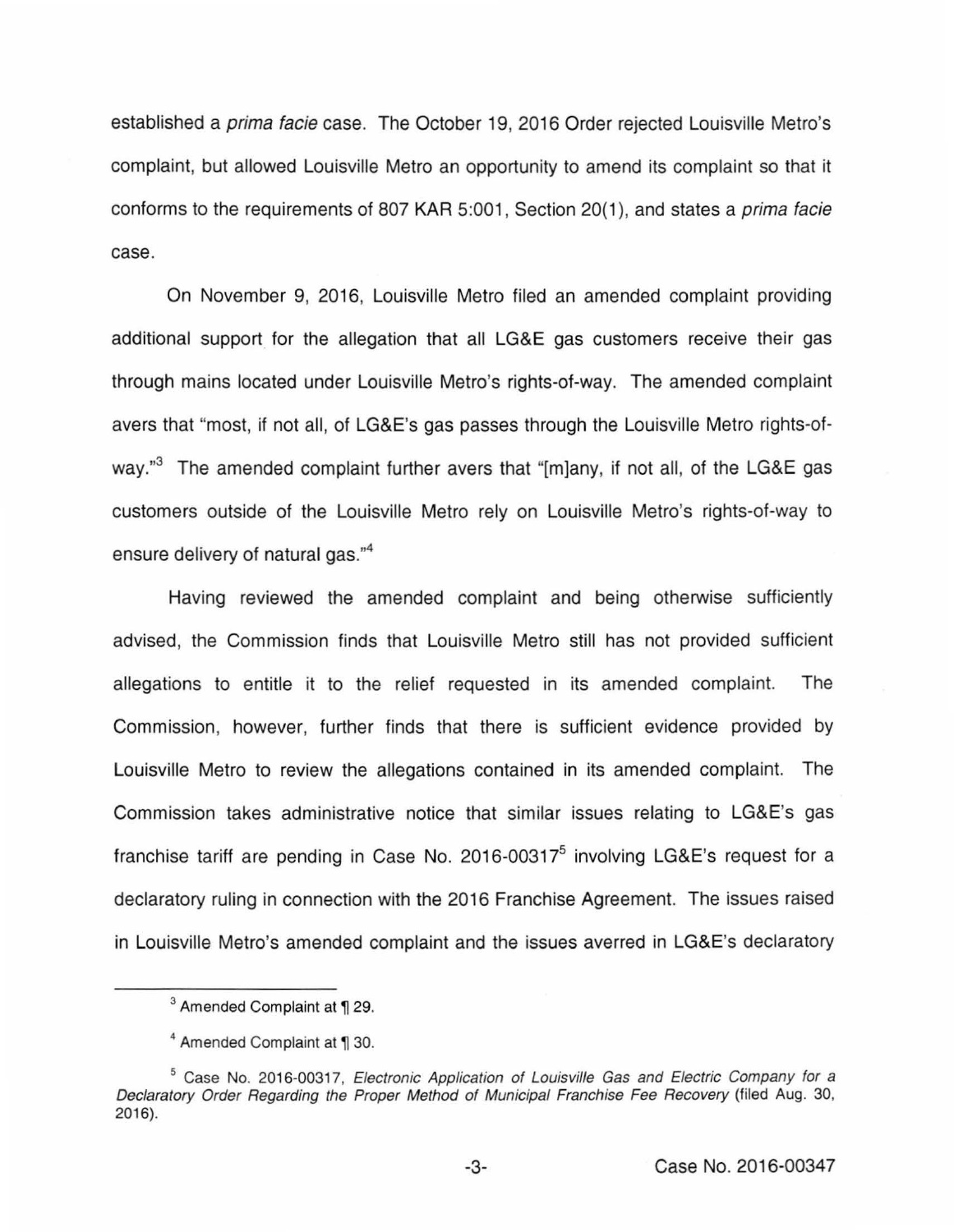established a *prima facie* case. The October 19, 2016 Order rejected Louisville Metro's complaint, but allowed Louisville Metro an opportunity to amend its complaint so that it conforms to the requirements of 807 KAR 5:001, Section 20(1), and states a *prima facie* case.

On November 9, 2016, Louisville Metro filed an amended complaint providing additional support for the allegation that all LG&E gas customers receive their gas through mains located under Louisville Metro's rights-of-way. The amended complaint avers that "most, if not all, of LG&E's gas passes through the Louisville Metro rights-of-way."[3] The amended complaint further avers that "[m]any, if not all, of the LG&E gas customers outside of the Louisville Metro rely on Louisville Metro's rights-of-way to ensure delivery of natural gas."[4]

Having reviewed the amended complaint and being otherwise sufficiently advised, the Commission finds that Louisville Metro still has not provided sufficient allegations to entitle it to the relief requested in its amended complaint. The Commission, however, further finds that there is sufficient evidence provided by Louisville Metro to review the allegations contained in its amended complaint. The Commission takes administrative notice that similar issues relating to LG&E's gas franchise tariff are pending in Case No. 2016-00317[5] involving LG&E's request for a declaratory ruling in connection with the 2016 Franchise Agreement. The issues raised in Louisville Metro's amended complaint and the issues averred in LG&E's declaratory

---

[3] Amended Complaint at ¶ 29.

[4] Amended Complaint at ¶ 30.

[5] Case No. 2016-00317, *Electronic Application of Louisville Gas and Electric Company for a Declaratory Order Regarding the Proper Method of Municipal Franchise Fee Recovery* (filed Aug. 30, 2016).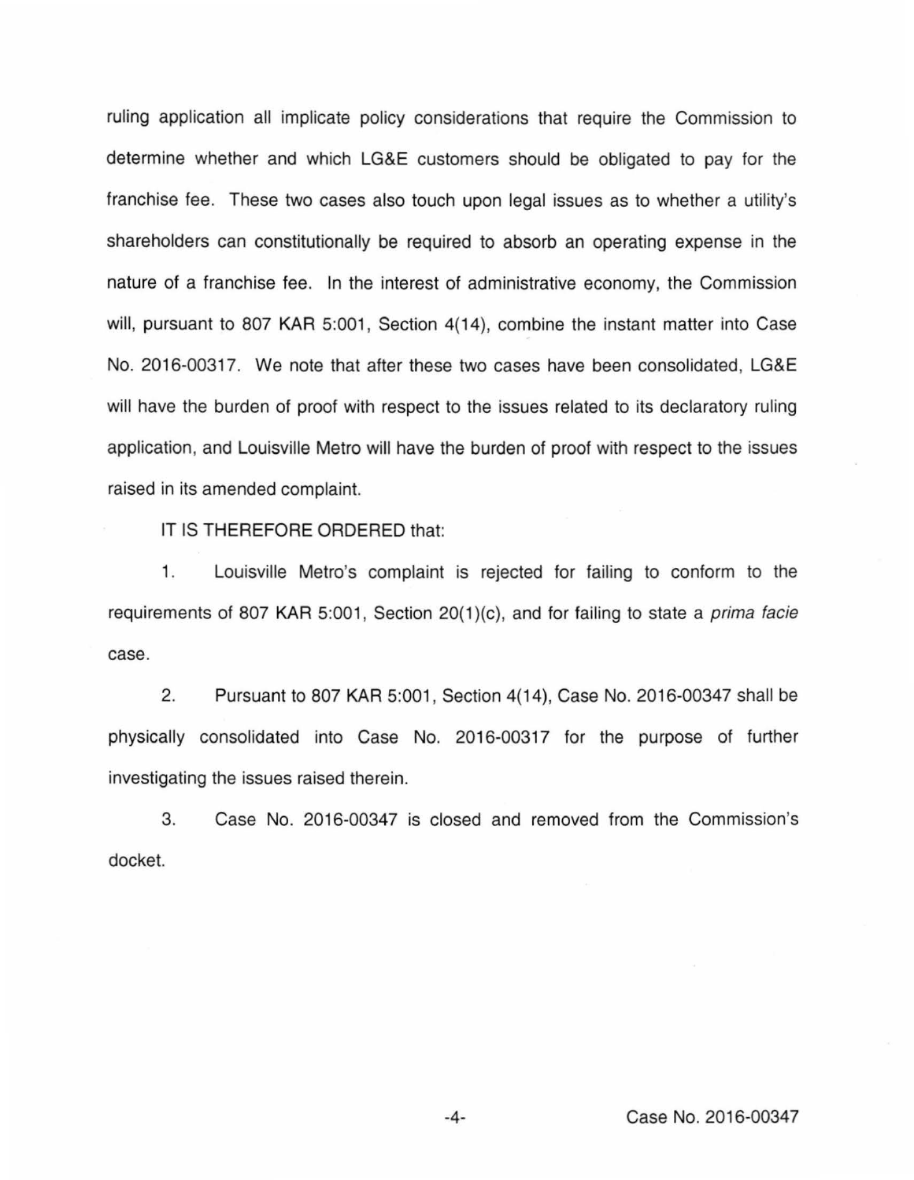ruling application all implicate policy considerations that require the Commission to determine whether and which LG&E customers should be obligated to pay for the franchise fee. These two cases also touch upon legal issues as to whether a utility's shareholders can constitutionally be required to absorb an operating expense in the nature of a franchise fee. In the interest of administrative economy, the Commission will, pursuant to 807 KAR 5:001, Section 4(14), combine the instant matter into Case No. 2016-00317. We note that after these two cases have been consolidated, LG&E will have the burden of proof with respect to the issues related to its declaratory ruling application, and Louisville Metro will have the burden of proof with respect to the issues raised in its amended complaint.

IT IS THEREFORE ORDERED that:

1. Louisville Metro's complaint is rejected for failing to conform to the requirements of 807 KAR 5:001, Section 20(1)(c), and for failing to state a *prima facie* case.

2. Pursuant to 807 KAR 5:001, Section 4(14), Case No. 2016-00347 shall be physically consolidated into Case No. 2016-00317 for the purpose of further investigating the issues raised therein.

3. Case No. 2016-00347 is closed and removed from the Commission's docket.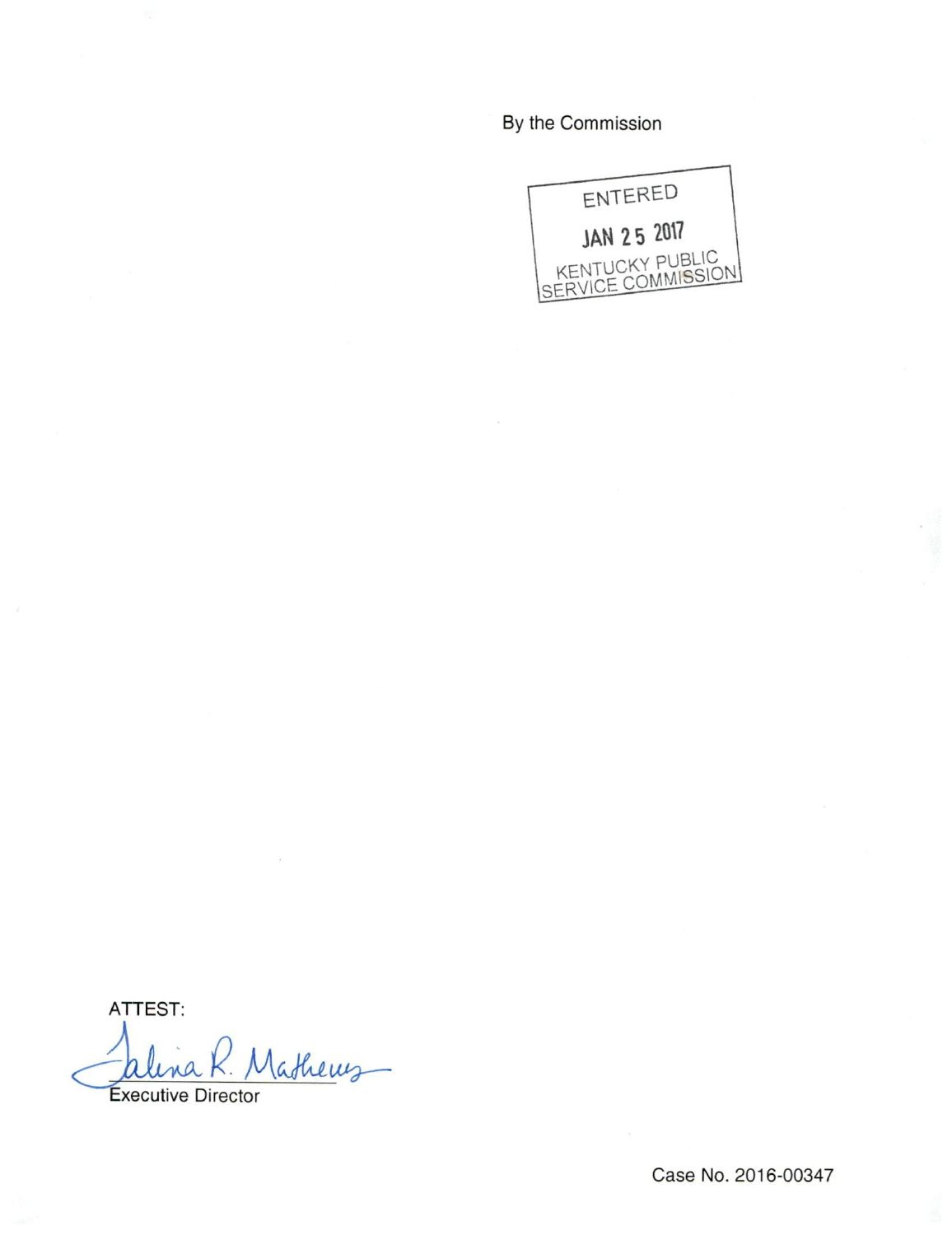By the Commission

ENTERED

JAN 25 2017

KENTUCKY PUBLIC SERVICE COMMISSION

ATTEST:

Talina R. Mathews

Executive Director

Case No. 2016-00347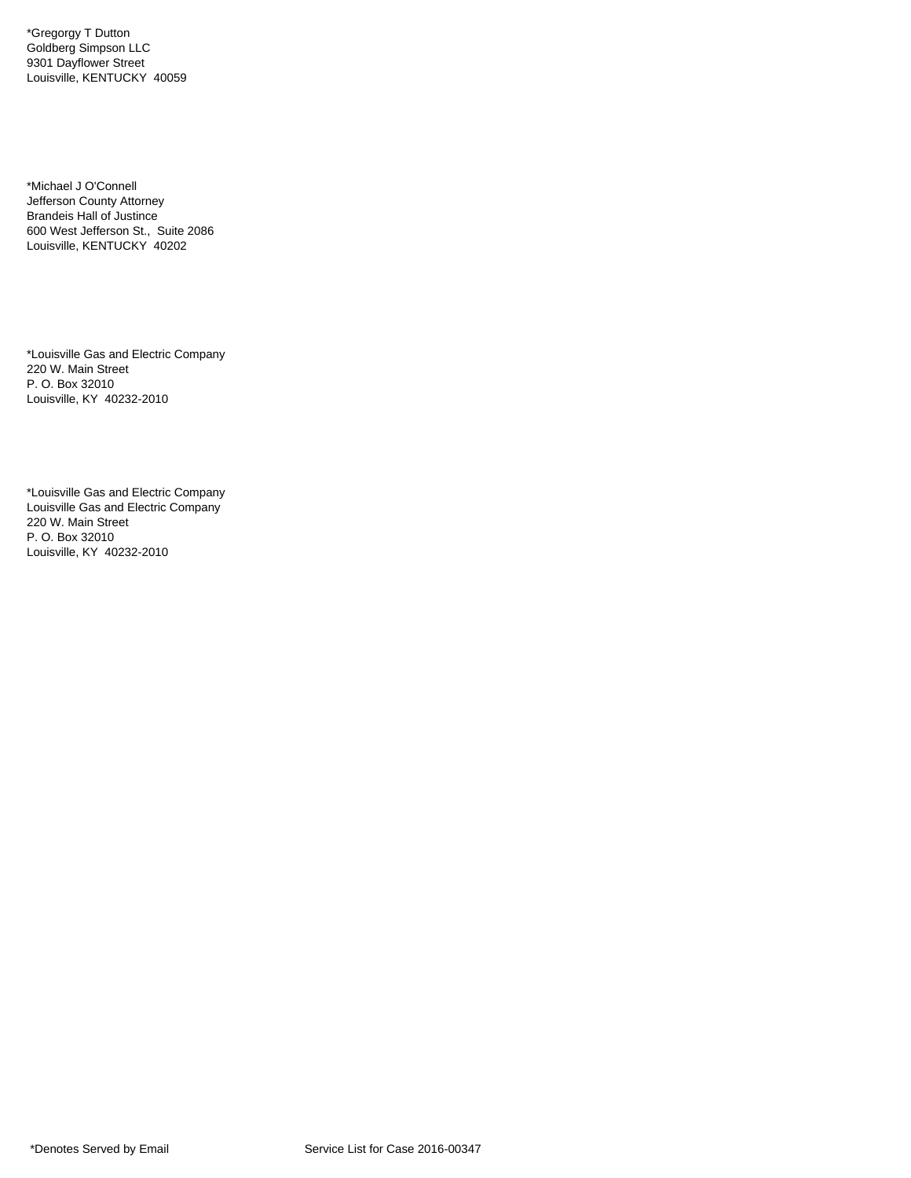*Gregorgy T Dutton
Goldberg Simpson LLC
9301 Dayflower Street
Louisville, KENTUCKY  40059

*Michael J O'Connell
Jefferson County Attorney
Brandeis Hall of Justince
600 West Jefferson St.,  Suite 2086
Louisville, KENTUCKY  40202

*Louisville Gas and Electric Company
220 W. Main Street
P. O. Box 32010
Louisville, KY  40232-2010

*Louisville Gas and Electric Company
Louisville Gas and Electric Company
220 W. Main Street
P. O. Box 32010
Louisville, KY  40232-2010

*Denotes Served by Email

Service List for Case 2016-00347